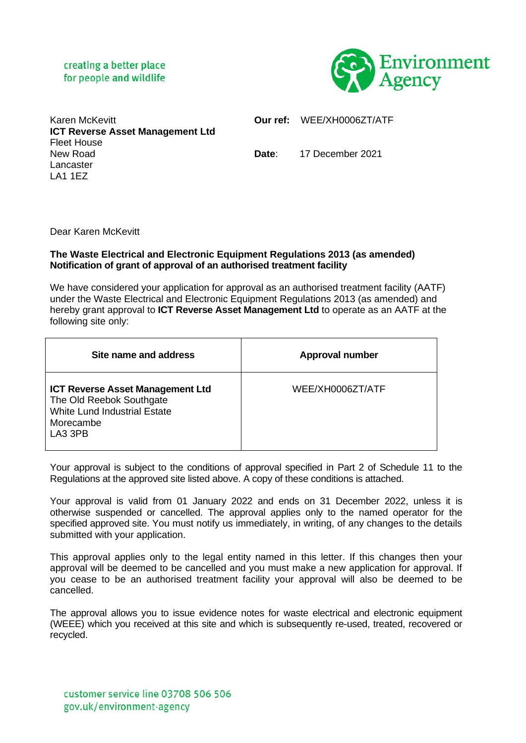creating a better place
for people and wildlife

Environment Agency

Karen McKevitt
**ICT Reverse Asset Management Ltd**
Fleet House
New Road
Lancaster
LA1 1EZ

**Our ref:** WEE/XH0006ZT/ATF

**Date**: 17 December 2021

Dear Karen McKevitt

**The Waste Electrical and Electronic Equipment Regulations 2013 (as amended)**
**Notification of grant of approval of an authorised treatment facility**

We have considered your application for approval as an authorised treatment facility (AATF) under the Waste Electrical and Electronic Equipment Regulations 2013 (as amended) and hereby grant approval to **ICT Reverse Asset Management Ltd** to operate as an AATF at the following site only:

| Site name and address | Approval number |
| --- | --- |
| **ICT Reverse Asset Management Ltd**<br>The Old Reebok Southgate<br>White Lund Industrial Estate<br>Morecambe<br>LA3 3PB | WEE/XH0006ZT/ATF |

Your approval is subject to the conditions of approval specified in Part 2 of Schedule 11 to the Regulations at the approved site listed above. A copy of these conditions is attached.

Your approval is valid from 01 January 2022 and ends on 31 December 2022, unless it is otherwise suspended or cancelled. The approval applies only to the named operator for the specified approved site. You must notify us immediately, in writing, of any changes to the details submitted with your application.

This approval applies only to the legal entity named in this letter. If this changes then your approval will be deemed to be cancelled and you must make a new application for approval. If you cease to be an authorised treatment facility your approval will also be deemed to be cancelled.

The approval allows you to issue evidence notes for waste electrical and electronic equipment (WEEE) which you received at this site and which is subsequently re-used, treated, recovered or recycled.

customer service line 03708 506 506
gov.uk/environment-agency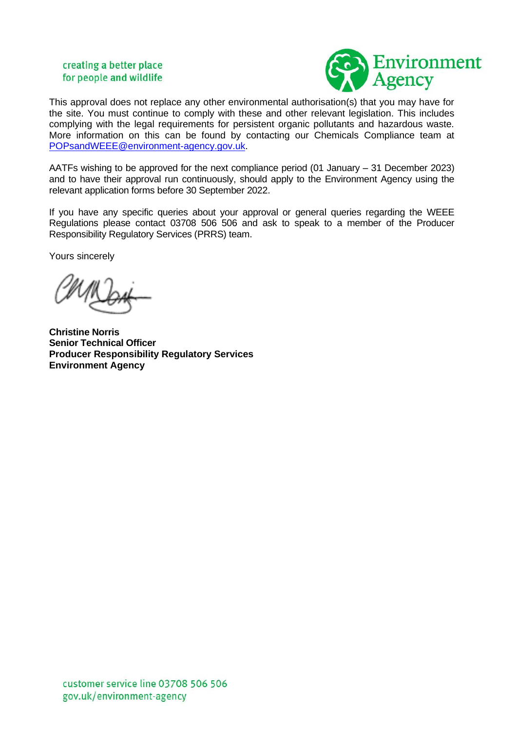This approval does not replace any other environmental authorisation(s) that you may have for the site. You must continue to comply with these and other relevant legislation. This includes complying with the legal requirements for persistent organic pollutants and hazardous waste. More information on this can be found by contacting our Chemicals Compliance team at POPsandWEEE@environment-agency.gov.uk.

AATFs wishing to be approved for the next compliance period (01 January – 31 December 2023) and to have their approval run continuously, should apply to the Environment Agency using the relevant application forms before 30 September 2022.

If you have any specific queries about your approval or general queries regarding the WEEE Regulations please contact 03708 506 506 and ask to speak to a member of the Producer Responsibility Regulatory Services (PRRS) team.

Yours sincerely

**Christine Norris**
**Senior Technical Officer**
**Producer Responsibility Regulatory Services**
**Environment Agency**